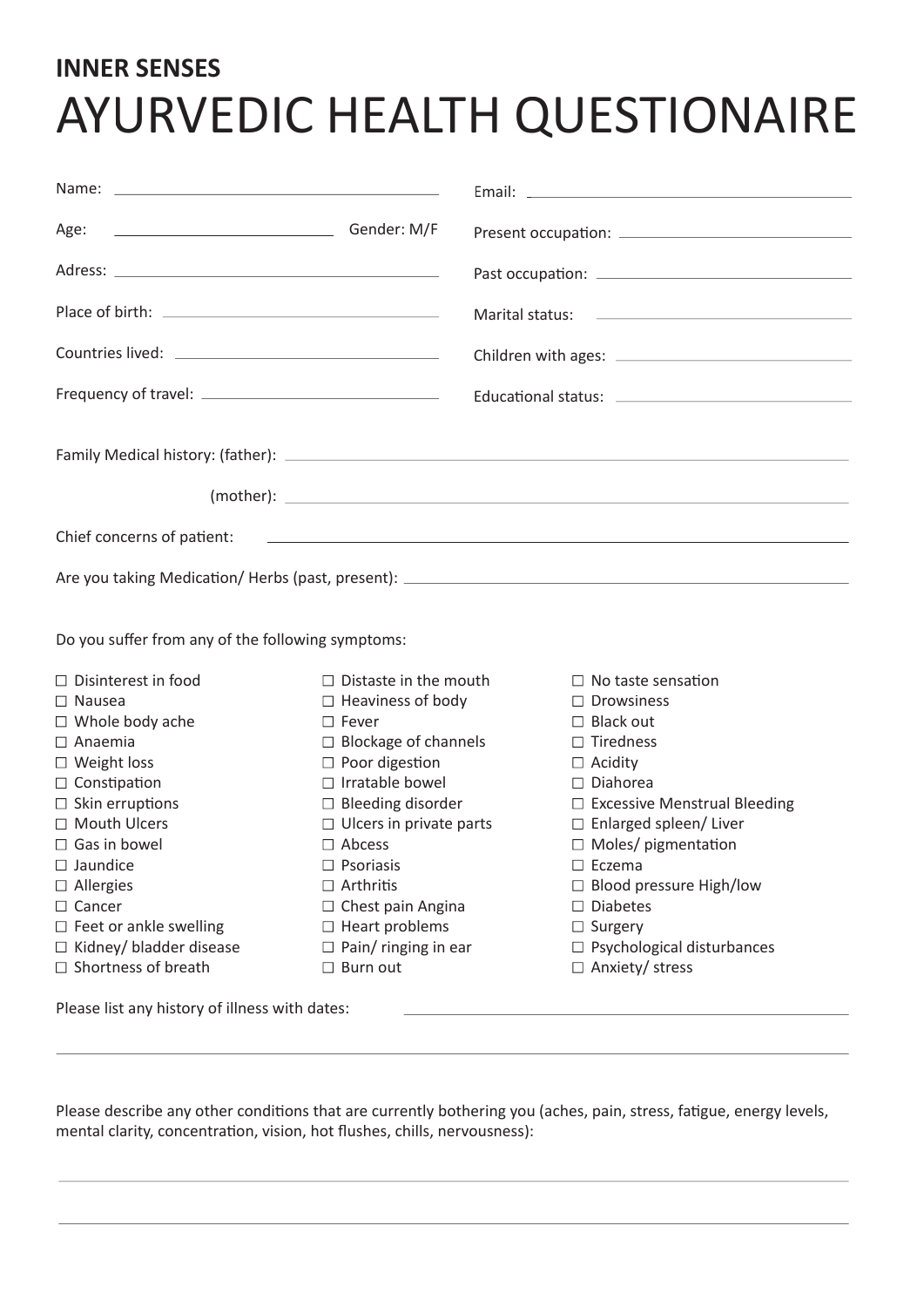**INNER SENSES**

# AYURVEDIC HEALTH QUESTIONAIRE

Name: ______________________

Age: ______________ Gender: M/F

Adress: ______________________

Place of birth: ______________________

Countries lived: ______________________

Frequency of travel: ______________________

Email: ______________________

Present occupation: ______________________

Past occupation: ______________________

Marital status: ______________________

Children with ages: ______________________

Educational status: ______________________

Family Medical history: (father): ______________________

(mother): ______________________

Chief concerns of patient: ______________________

Are you taking Medication/ Herbs (past, present): ______________________

Do you suffer from any of the following symptoms:

- ☐ Disinterest in food
- ☐ Nausea
- ☐ Whole body ache
- ☐ Anaemia
- ☐ Weight loss
- ☐ Constipation
- ☐ Skin erruptions
- ☐ Mouth Ulcers
- ☐ Gas in bowel
- ☐ Jaundice
- ☐ Allergies
- ☐ Cancer
- ☐ Feet or ankle swelling
- ☐ Kidney/ bladder disease
- ☐ Shortness of breath
- ☐ Distaste in the mouth
- ☐ Heaviness of body
- ☐ Fever
- ☐ Blockage of channels
- ☐ Poor digestion
- ☐ Irratable bowel
- ☐ Bleeding disorder
- ☐ Ulcers in private parts
- ☐ Abcess
- ☐ Psoriasis
- ☐ Arthritis
- ☐ Chest pain Angina
- ☐ Heart problems
- ☐ Pain/ ringing in ear
- ☐ Burn out
- ☐ No taste sensation
- ☐ Drowsiness
- ☐ Black out
- ☐ Tiredness
- ☐ Acidity
- ☐ Diahorea
- ☐ Excessive Menstrual Bleeding
- ☐ Enlarged spleen/ Liver
- ☐ Moles/ pigmentation
- ☐ Eczema
- ☐ Blood pressure High/low
- ☐ Diabetes
- ☐ Surgery
- ☐ Psychological disturbances
- ☐ Anxiety/ stress

Please list any history of illness with dates: ______________________

______________________

Please describe any other conditions that are currently bothering you (aches, pain, stress, fatigue, energy levels, mental clarity, concentration, vision, hot flushes, chills, nervousness):

______________________

______________________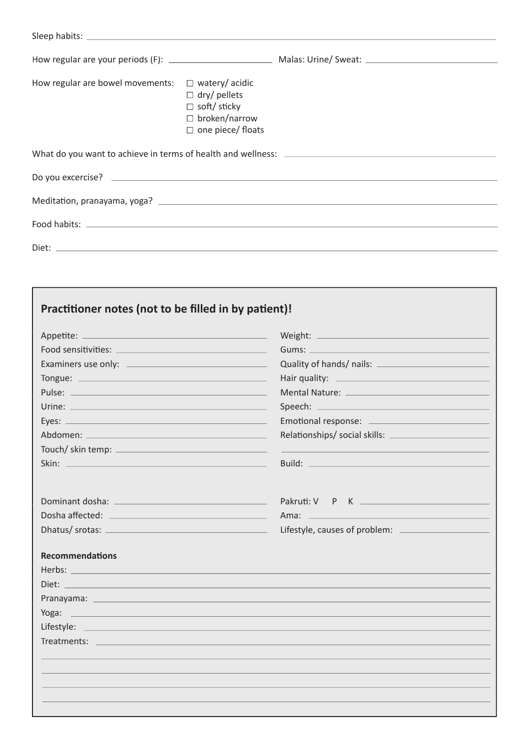Sleep habits: ____________________________________________

How regular are your periods (F): ____________________ Malas: Urine/ Sweat: ____________________

How regular are bowel movements:

- ☐ watery/ acidic
- ☐ dry/ pellets
- ☐ soft/ sticky
- ☐ broken/narrow
- ☐ one piece/ floats

What do you want to achieve in terms of health and wellness: ____________________

Do you excercise? ____________________________________________

Meditation, pranayama, yoga? ____________________________________________

Food habits: ____________________________________________

Diet: ____________________________________________

## Practitioner notes (not to be filled in by patient)!

Appetite: ____________________

Food sensitivities: ____________________

Examiners use only: ____________________

Tongue: ____________________

Pulse: ____________________

Urine: ____________________

Eyes: ____________________

Abdomen: ____________________

Touch/ skin temp: ____________________

Skin: ____________________

Weight: ____________________

Gums: ____________________

Quality of hands/ nails: ____________________

Hair quality: ____________________

Mental Nature: ____________________

Speech: ____________________

Emotional response: ____________________

Relationships/ social skills: ____________________

____________________

Build: ____________________

Dominant dosha: ____________________

Dosha affected: ____________________

Dhatus/ srotas: ____________________

Pakruti: V P K ____________________

Ama: ____________________

Lifestyle, causes of problem: ____________________

**Recommendations**

Herbs: ____________________________________________

Diet: ____________________________________________

Pranayama: ____________________________________________

Yoga: ____________________________________________

Lifestyle: ____________________________________________

Treatments: ____________________________________________